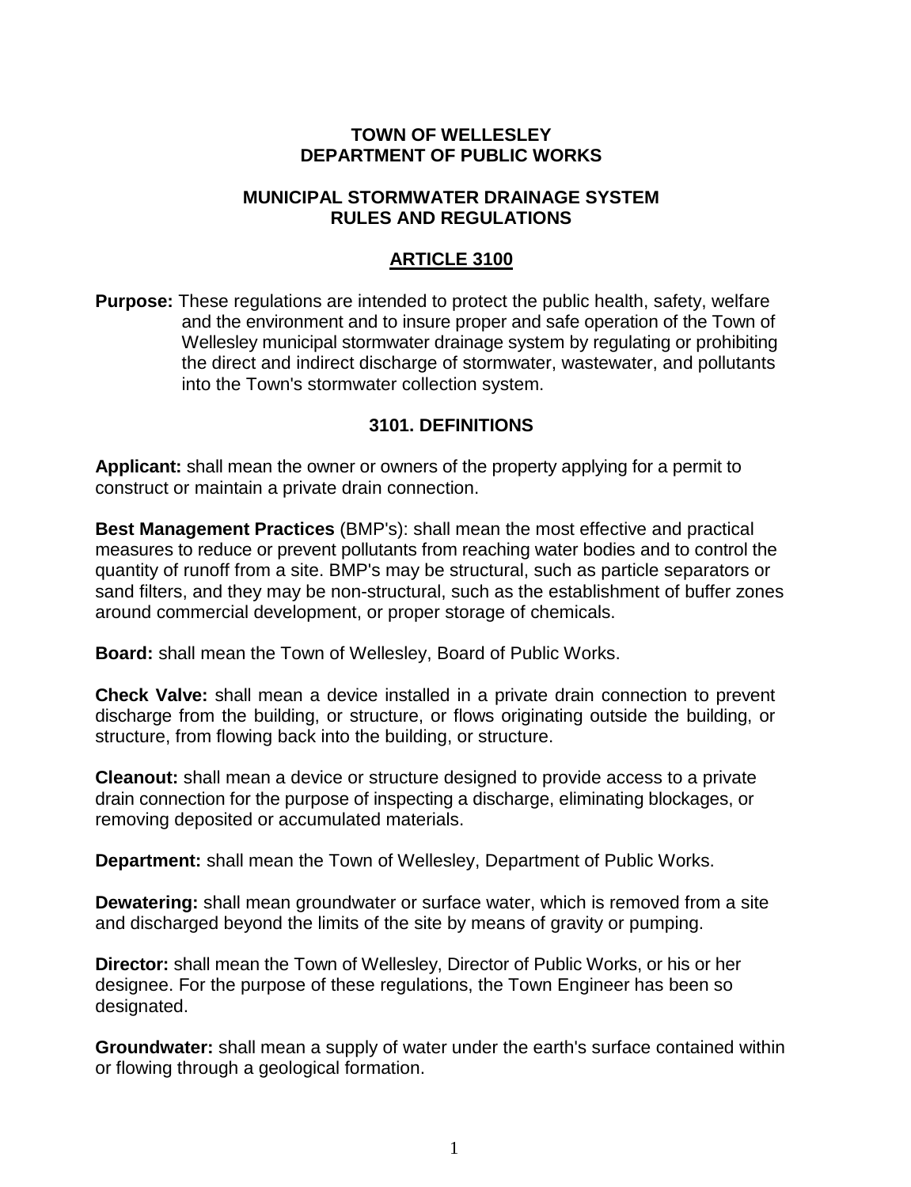# TOWN OF WELLESLEY
# DEPARTMENT OF PUBLIC WORKS

## MUNICIPAL STORMWATER DRAINAGE SYSTEM RULES AND REGULATIONS

## ARTICLE 3100

**Purpose:** These regulations are intended to protect the public health, safety, welfare and the environment and to insure proper and safe operation of the Town of Wellesley municipal stormwater drainage system by regulating or prohibiting the direct and indirect discharge of stormwater, wastewater, and pollutants into the Town's stormwater collection system.

### 3101. DEFINITIONS

**Applicant:** shall mean the owner or owners of the property applying for a permit to construct or maintain a private drain connection.

**Best Management Practices** (BMP's): shall mean the most effective and practical measures to reduce or prevent pollutants from reaching water bodies and to control the quantity of runoff from a site. BMP's may be structural, such as particle separators or sand filters, and they may be non-structural, such as the establishment of buffer zones around commercial development, or proper storage of chemicals.

**Board:** shall mean the Town of Wellesley, Board of Public Works.

**Check Valve:** shall mean a device installed in a private drain connection to prevent discharge from the building, or structure, or flows originating outside the building, or structure, from flowing back into the building, or structure.

**Cleanout:** shall mean a device or structure designed to provide access to a private drain connection for the purpose of inspecting a discharge, eliminating blockages, or removing deposited or accumulated materials.

**Department:** shall mean the Town of Wellesley, Department of Public Works.

**Dewatering:** shall mean groundwater or surface water, which is removed from a site and discharged beyond the limits of the site by means of gravity or pumping.

**Director:** shall mean the Town of Wellesley, Director of Public Works, or his or her designee. For the purpose of these regulations, the Town Engineer has been so designated.

**Groundwater:** shall mean a supply of water under the earth's surface contained within or flowing through a geological formation.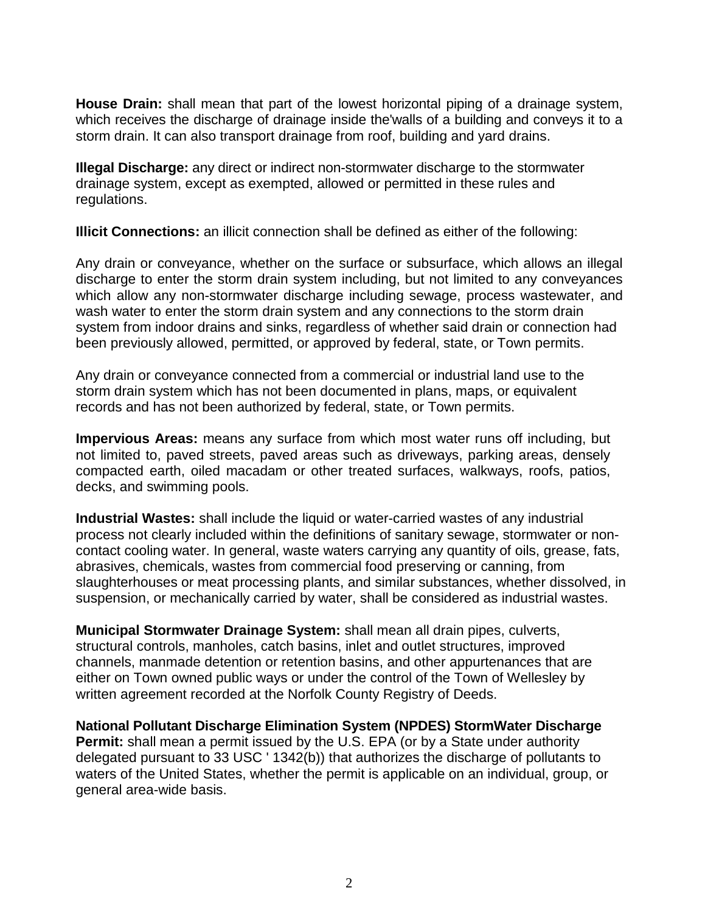**House Drain:** shall mean that part of the lowest horizontal piping of a drainage system, which receives the discharge of drainage inside the'walls of a building and conveys it to a storm drain. It can also transport drainage from roof, building and yard drains.

**Illegal Discharge:** any direct or indirect non-stormwater discharge to the stormwater drainage system, except as exempted, allowed or permitted in these rules and regulations.

**Illicit Connections:** an illicit connection shall be defined as either of the following:

Any drain or conveyance, whether on the surface or subsurface, which allows an illegal discharge to enter the storm drain system including, but not limited to any conveyances which allow any non-stormwater discharge including sewage, process wastewater, and wash water to enter the storm drain system and any connections to the storm drain system from indoor drains and sinks, regardless of whether said drain or connection had been previously allowed, permitted, or approved by federal, state, or Town permits.

Any drain or conveyance connected from a commercial or industrial land use to the storm drain system which has not been documented in plans, maps, or equivalent records and has not been authorized by federal, state, or Town permits.

**Impervious Areas:** means any surface from which most water runs off including, but not limited to, paved streets, paved areas such as driveways, parking areas, densely compacted earth, oiled macadam or other treated surfaces, walkways, roofs, patios, decks, and swimming pools.

**Industrial Wastes:** shall include the liquid or water-carried wastes of any industrial process not clearly included within the definitions of sanitary sewage, stormwater or non-contact cooling water. In general, waste waters carrying any quantity of oils, grease, fats, abrasives, chemicals, wastes from commercial food preserving or canning, from slaughterhouses or meat processing plants, and similar substances, whether dissolved, in suspension, or mechanically carried by water, shall be considered as industrial wastes.

**Municipal Stormwater Drainage System:** shall mean all drain pipes, culverts, structural controls, manholes, catch basins, inlet and outlet structures, improved channels, manmade detention or retention basins, and other appurtenances that are either on Town owned public ways or under the control of the Town of Wellesley by written agreement recorded at the Norfolk County Registry of Deeds.

**National Pollutant Discharge Elimination System (NPDES) StormWater Discharge Permit:** shall mean a permit issued by the U.S. EPA (or by a State under authority delegated pursuant to 33 USC ' 1342(b)) that authorizes the discharge of pollutants to waters of the United States, whether the permit is applicable on an individual, group, or general area-wide basis.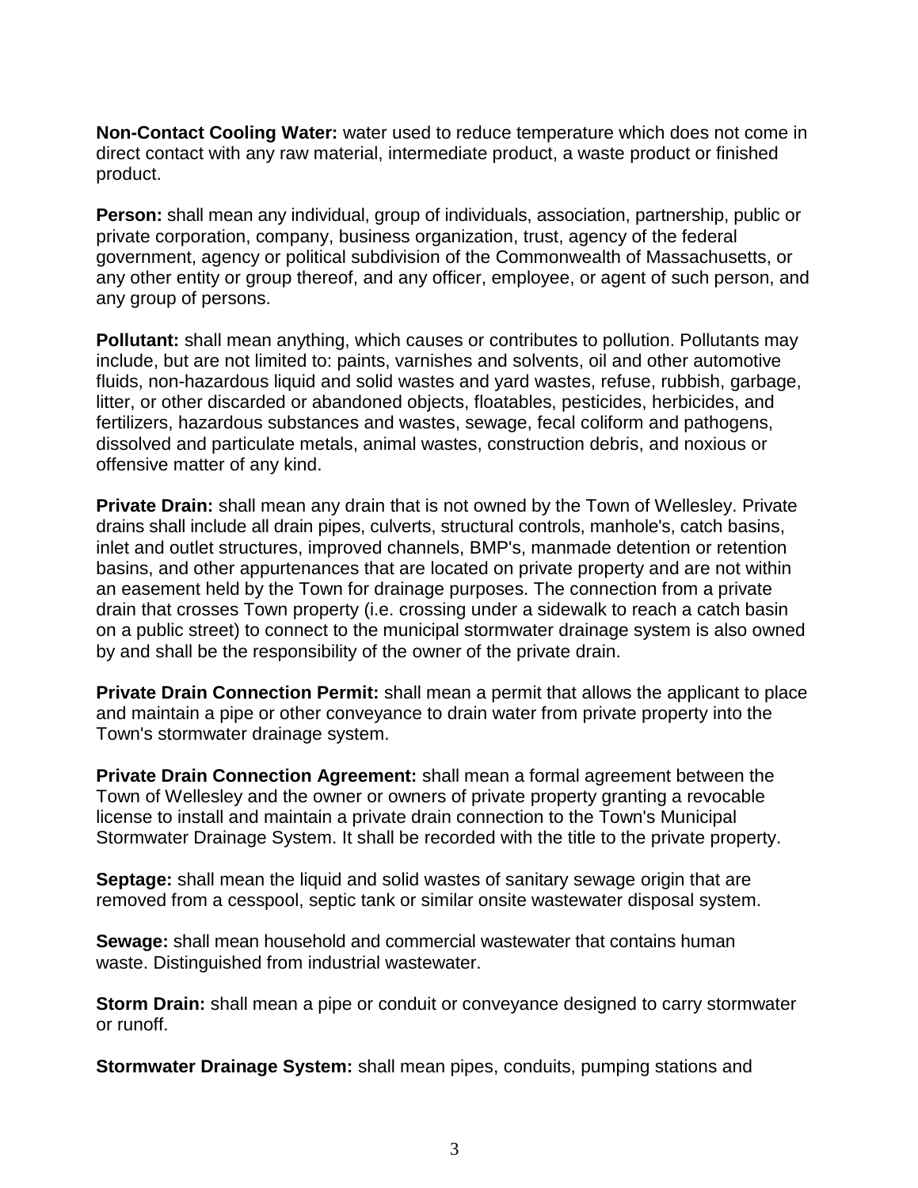**Non-Contact Cooling Water:** water used to reduce temperature which does not come in direct contact with any raw material, intermediate product, a waste product or finished product.

**Person:** shall mean any individual, group of individuals, association, partnership, public or private corporation, company, business organization, trust, agency of the federal government, agency or political subdivision of the Commonwealth of Massachusetts, or any other entity or group thereof, and any officer, employee, or agent of such person, and any group of persons.

**Pollutant:** shall mean anything, which causes or contributes to pollution. Pollutants may include, but are not limited to: paints, varnishes and solvents, oil and other automotive fluids, non-hazardous liquid and solid wastes and yard wastes, refuse, rubbish, garbage, litter, or other discarded or abandoned objects, floatables, pesticides, herbicides, and fertilizers, hazardous substances and wastes, sewage, fecal coliform and pathogens, dissolved and particulate metals, animal wastes, construction debris, and noxious or offensive matter of any kind.

**Private Drain:** shall mean any drain that is not owned by the Town of Wellesley. Private drains shall include all drain pipes, culverts, structural controls, manhole's, catch basins, inlet and outlet structures, improved channels, BMP's, manmade detention or retention basins, and other appurtenances that are located on private property and are not within an easement held by the Town for drainage purposes. The connection from a private drain that crosses Town property (i.e. crossing under a sidewalk to reach a catch basin on a public street) to connect to the municipal stormwater drainage system is also owned by and shall be the responsibility of the owner of the private drain.

**Private Drain Connection Permit:** shall mean a permit that allows the applicant to place and maintain a pipe or other conveyance to drain water from private property into the Town's stormwater drainage system.

**Private Drain Connection Agreement:** shall mean a formal agreement between the Town of Wellesley and the owner or owners of private property granting a revocable license to install and maintain a private drain connection to the Town's Municipal Stormwater Drainage System. It shall be recorded with the title to the private property.

**Septage:** shall mean the liquid and solid wastes of sanitary sewage origin that are removed from a cesspool, septic tank or similar onsite wastewater disposal system.

**Sewage:** shall mean household and commercial wastewater that contains human waste. Distinguished from industrial wastewater.

**Storm Drain:** shall mean a pipe or conduit or conveyance designed to carry stormwater or runoff.

**Stormwater Drainage System:** shall mean pipes, conduits, pumping stations and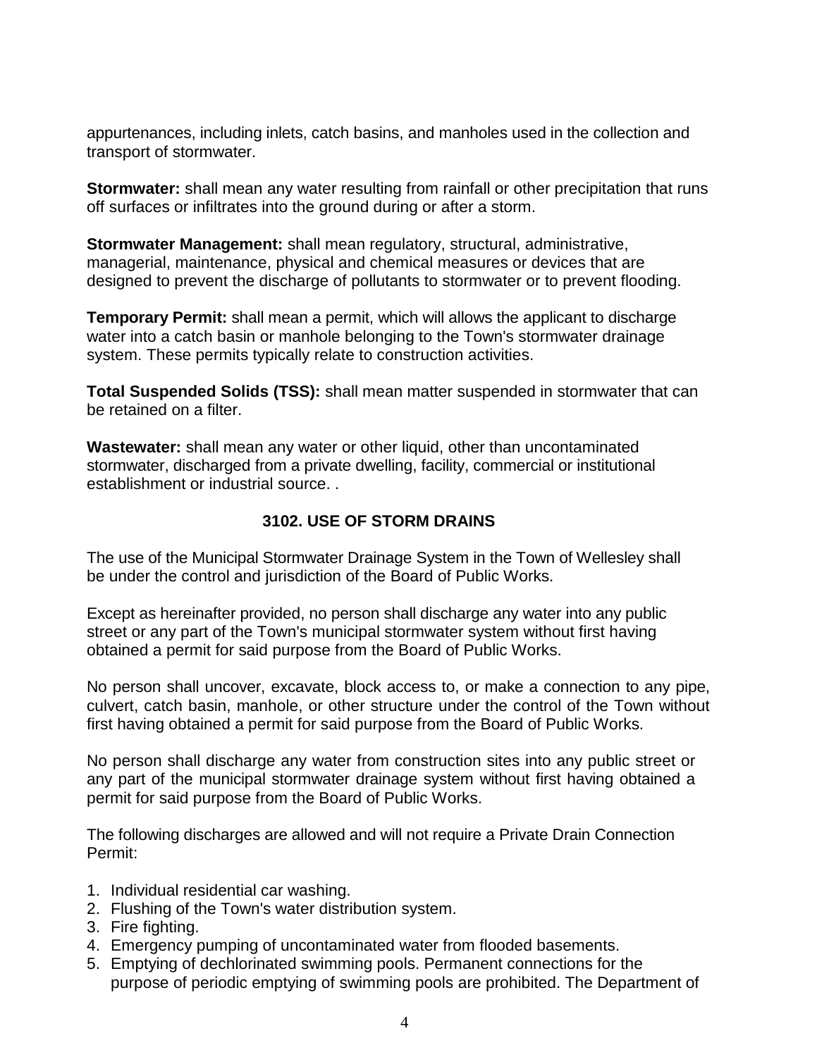appurtenances, including inlets, catch basins, and manholes used in the collection and transport of stormwater.

**Stormwater:** shall mean any water resulting from rainfall or other precipitation that runs off surfaces or infiltrates into the ground during or after a storm.

**Stormwater Management:** shall mean regulatory, structural, administrative, managerial, maintenance, physical and chemical measures or devices that are designed to prevent the discharge of pollutants to stormwater or to prevent flooding.

**Temporary Permit:** shall mean a permit, which will allows the applicant to discharge water into a catch basin or manhole belonging to the Town's stormwater drainage system. These permits typically relate to construction activities.

**Total Suspended Solids (TSS):** shall mean matter suspended in stormwater that can be retained on a filter.

**Wastewater:** shall mean any water or other liquid, other than uncontaminated stormwater, discharged from a private dwelling, facility, commercial or institutional establishment or industrial source. .

## 3102. USE OF STORM DRAINS

The use of the Municipal Stormwater Drainage System in the Town of Wellesley shall be under the control and jurisdiction of the Board of Public Works.

Except as hereinafter provided, no person shall discharge any water into any public street or any part of the Town's municipal stormwater system without first having obtained a permit for said purpose from the Board of Public Works.

No person shall uncover, excavate, block access to, or make a connection to any pipe, culvert, catch basin, manhole, or other structure under the control of the Town without first having obtained a permit for said purpose from the Board of Public Works.

No person shall discharge any water from construction sites into any public street or any part of the municipal stormwater drainage system without first having obtained a permit for said purpose from the Board of Public Works.

The following discharges are allowed and will not require a Private Drain Connection Permit:

1. Individual residential car washing.
2. Flushing of the Town's water distribution system.
3. Fire fighting.
4. Emergency pumping of uncontaminated water from flooded basements.
5. Emptying of dechlorinated swimming pools. Permanent connections for the purpose of periodic emptying of swimming pools are prohibited. The Department of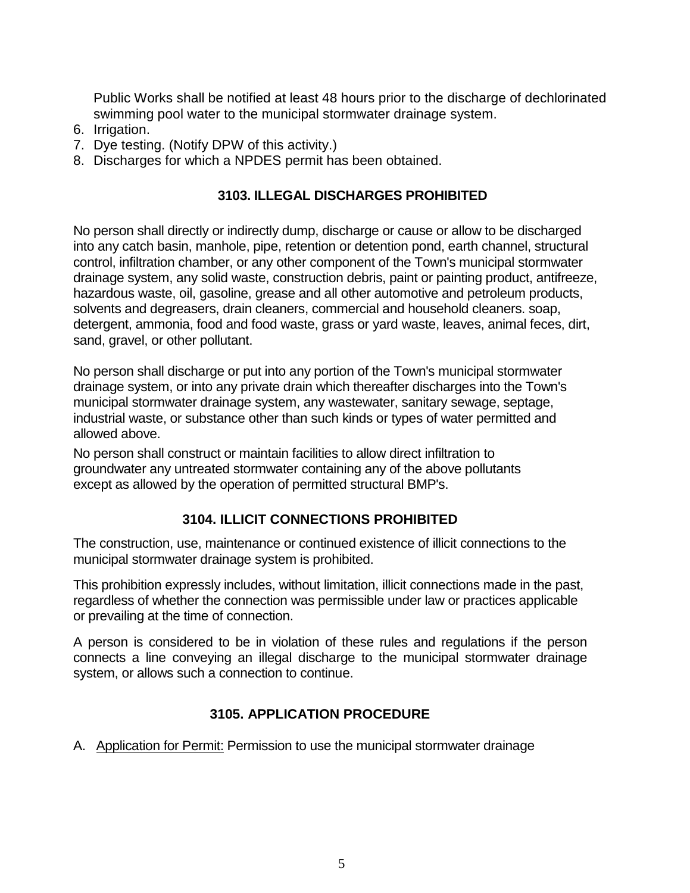Public Works shall be notified at least 48 hours prior to the discharge of dechlorinated swimming pool water to the municipal stormwater drainage system.

6. Irrigation.
7. Dye testing. (Notify DPW of this activity.)
8. Discharges for which a NPDES permit has been obtained.

## 3103. ILLEGAL DISCHARGES PROHIBITED

No person shall directly or indirectly dump, discharge or cause or allow to be discharged into any catch basin, manhole, pipe, retention or detention pond, earth channel, structural control, infiltration chamber, or any other component of the Town's municipal stormwater drainage system, any solid waste, construction debris, paint or painting product, antifreeze, hazardous waste, oil, gasoline, grease and all other automotive and petroleum products, solvents and degreasers, drain cleaners, commercial and household cleaners. soap, detergent, ammonia, food and food waste, grass or yard waste, leaves, animal feces, dirt, sand, gravel, or other pollutant.

No person shall discharge or put into any portion of the Town's municipal stormwater drainage system, or into any private drain which thereafter discharges into the Town's municipal stormwater drainage system, any wastewater, sanitary sewage, septage, industrial waste, or substance other than such kinds or types of water permitted and allowed above.

No person shall construct or maintain facilities to allow direct infiltration to groundwater any untreated stormwater containing any of the above pollutants except as allowed by the operation of permitted structural BMP's.

## 3104. ILLICIT CONNECTIONS PROHIBITED

The construction, use, maintenance or continued existence of illicit connections to the municipal stormwater drainage system is prohibited.

This prohibition expressly includes, without limitation, illicit connections made in the past, regardless of whether the connection was permissible under law or practices applicable or prevailing at the time of connection.

A person is considered to be in violation of these rules and regulations if the person connects a line conveying an illegal discharge to the municipal stormwater drainage system, or allows such a connection to continue.

## 3105. APPLICATION PROCEDURE

A. Application for Permit: Permission to use the municipal stormwater drainage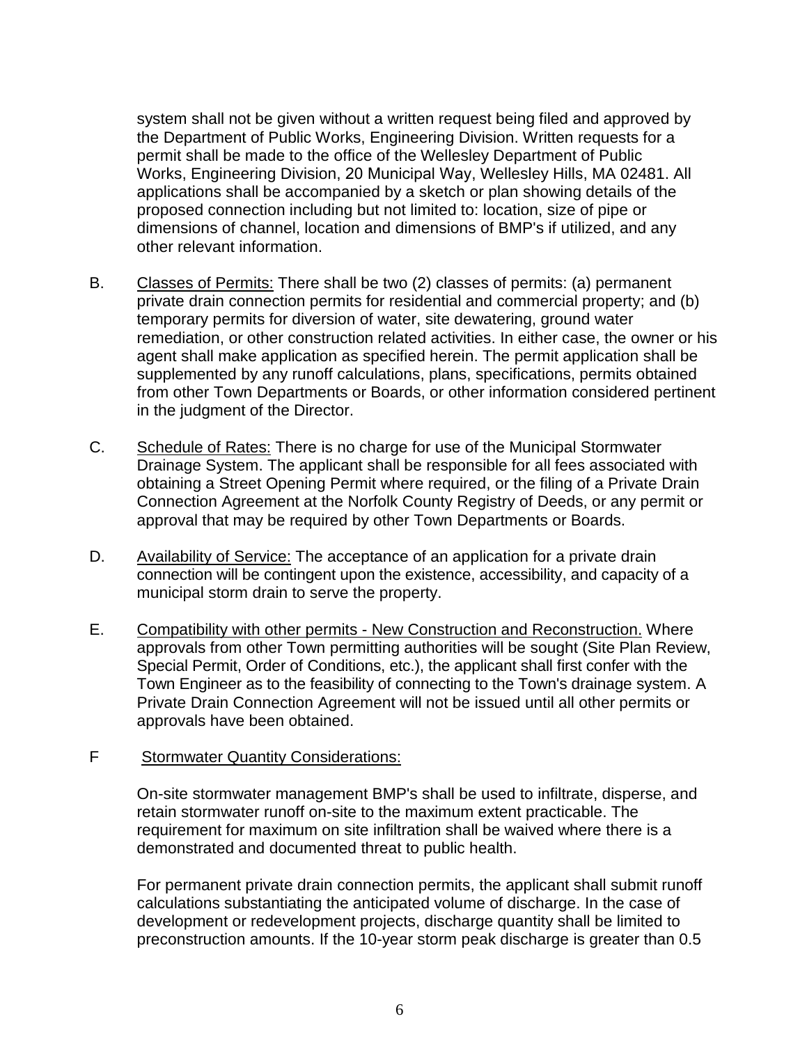system shall not be given without a written request being filed and approved by the Department of Public Works, Engineering Division. Written requests for a permit shall be made to the office of the Wellesley Department of Public Works, Engineering Division, 20 Municipal Way, Wellesley Hills, MA 02481. All applications shall be accompanied by a sketch or plan showing details of the proposed connection including but not limited to: location, size of pipe or dimensions of channel, location and dimensions of BMP's if utilized, and any other relevant information.

B. Classes of Permits: There shall be two (2) classes of permits: (a) permanent private drain connection permits for residential and commercial property; and (b) temporary permits for diversion of water, site dewatering, ground water remediation, or other construction related activities. In either case, the owner or his agent shall make application as specified herein. The permit application shall be supplemented by any runoff calculations, plans, specifications, permits obtained from other Town Departments or Boards, or other information considered pertinent in the judgment of the Director.

C. Schedule of Rates: There is no charge for use of the Municipal Stormwater Drainage System. The applicant shall be responsible for all fees associated with obtaining a Street Opening Permit where required, or the filing of a Private Drain Connection Agreement at the Norfolk County Registry of Deeds, or any permit or approval that may be required by other Town Departments or Boards.

D. Availability of Service: The acceptance of an application for a private drain connection will be contingent upon the existence, accessibility, and capacity of a municipal storm drain to serve the property.

E. Compatibility with other permits - New Construction and Reconstruction. Where approvals from other Town permitting authorities will be sought (Site Plan Review, Special Permit, Order of Conditions, etc.), the applicant shall first confer with the Town Engineer as to the feasibility of connecting to the Town's drainage system. A Private Drain Connection Agreement will not be issued until all other permits or approvals have been obtained.

F Stormwater Quantity Considerations:

On-site stormwater management BMP's shall be used to infiltrate, disperse, and retain stormwater runoff on-site to the maximum extent practicable. The requirement for maximum on site infiltration shall be waived where there is a demonstrated and documented threat to public health.

For permanent private drain connection permits, the applicant shall submit runoff calculations substantiating the anticipated volume of discharge. In the case of development or redevelopment projects, discharge quantity shall be limited to preconstruction amounts. If the 10-year storm peak discharge is greater than 0.5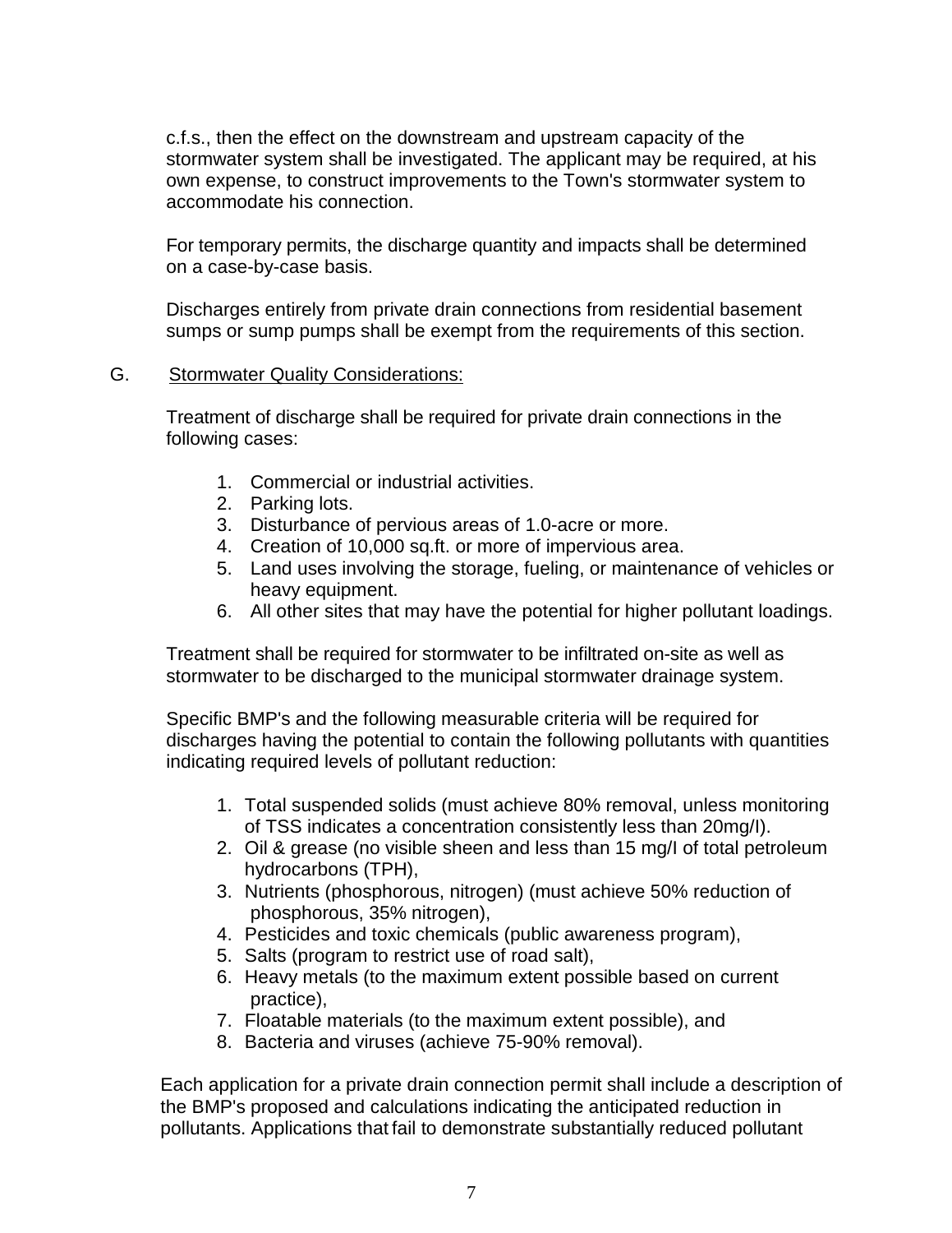c.f.s., then the effect on the downstream and upstream capacity of the stormwater system shall be investigated. The applicant may be required, at his own expense, to construct improvements to the Town's stormwater system to accommodate his connection.

For temporary permits, the discharge quantity and impacts shall be determined on a case-by-case basis.

Discharges entirely from private drain connections from residential basement sumps or sump pumps shall be exempt from the requirements of this section.

G. Stormwater Quality Considerations:

Treatment of discharge shall be required for private drain connections in the following cases:

1. Commercial or industrial activities.
2. Parking lots.
3. Disturbance of pervious areas of 1.0-acre or more.
4. Creation of 10,000 sq.ft. or more of impervious area.
5. Land uses involving the storage, fueling, or maintenance of vehicles or heavy equipment.
6. All other sites that may have the potential for higher pollutant loadings.

Treatment shall be required for stormwater to be infiltrated on-site as well as stormwater to be discharged to the municipal stormwater drainage system.

Specific BMP's and the following measurable criteria will be required for discharges having the potential to contain the following pollutants with quantities indicating required levels of pollutant reduction:

1. Total suspended solids (must achieve 80% removal, unless monitoring of TSS indicates a concentration consistently less than 20mg/l).
2. Oil & grease (no visible sheen and less than 15 mg/l of total petroleum hydrocarbons (TPH),
3. Nutrients (phosphorous, nitrogen) (must achieve 50% reduction of phosphorous, 35% nitrogen),
4. Pesticides and toxic chemicals (public awareness program),
5. Salts (program to restrict use of road salt),
6. Heavy metals (to the maximum extent possible based on current practice),
7. Floatable materials (to the maximum extent possible), and
8. Bacteria and viruses (achieve 75-90% removal).

Each application for a private drain connection permit shall include a description of the BMP's proposed and calculations indicating the anticipated reduction in pollutants. Applications that fail to demonstrate substantially reduced pollutant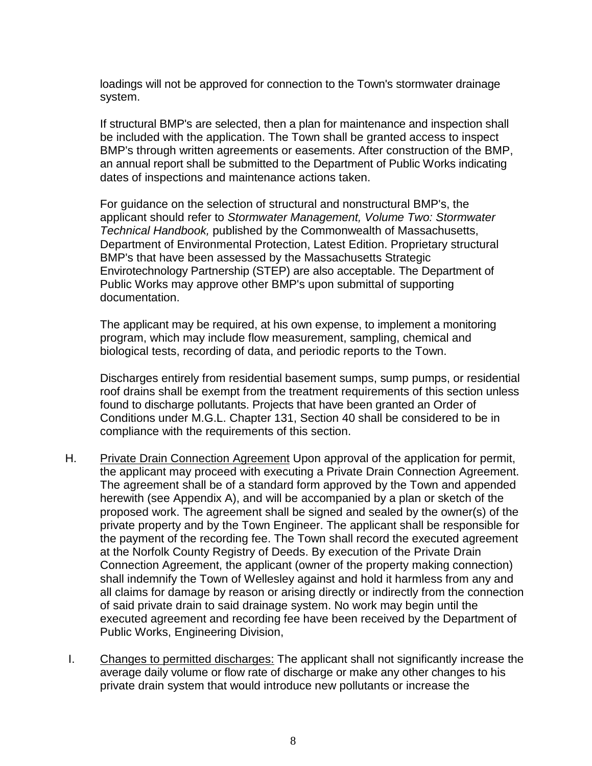loadings will not be approved for connection to the Town's stormwater drainage system.

If structural BMP's are selected, then a plan for maintenance and inspection shall be included with the application. The Town shall be granted access to inspect BMP's through written agreements or easements. After construction of the BMP, an annual report shall be submitted to the Department of Public Works indicating dates of inspections and maintenance actions taken.

For guidance on the selection of structural and nonstructural BMP's, the applicant should refer to *Stormwater Management, Volume Two: Stormwater Technical Handbook,* published by the Commonwealth of Massachusetts, Department of Environmental Protection, Latest Edition. Proprietary structural BMP's that have been assessed by the Massachusetts Strategic Envirotechnology Partnership (STEP) are also acceptable. The Department of Public Works may approve other BMP's upon submittal of supporting documentation.

The applicant may be required, at his own expense, to implement a monitoring program, which may include flow measurement, sampling, chemical and biological tests, recording of data, and periodic reports to the Town.

Discharges entirely from residential basement sumps, sump pumps, or residential roof drains shall be exempt from the treatment requirements of this section unless found to discharge pollutants. Projects that have been granted an Order of Conditions under M.G.L. Chapter 131, Section 40 shall be considered to be in compliance with the requirements of this section.

H. Private Drain Connection Agreement Upon approval of the application for permit, the applicant may proceed with executing a Private Drain Connection Agreement. The agreement shall be of a standard form approved by the Town and appended herewith (see Appendix A), and will be accompanied by a plan or sketch of the proposed work. The agreement shall be signed and sealed by the owner(s) of the private property and by the Town Engineer. The applicant shall be responsible for the payment of the recording fee. The Town shall record the executed agreement at the Norfolk County Registry of Deeds. By execution of the Private Drain Connection Agreement, the applicant (owner of the property making connection) shall indemnify the Town of Wellesley against and hold it harmless from any and all claims for damage by reason or arising directly or indirectly from the connection of said private drain to said drainage system. No work may begin until the executed agreement and recording fee have been received by the Department of Public Works, Engineering Division,

I. Changes to permitted discharges: The applicant shall not significantly increase the average daily volume or flow rate of discharge or make any other changes to his private drain system that would introduce new pollutants or increase the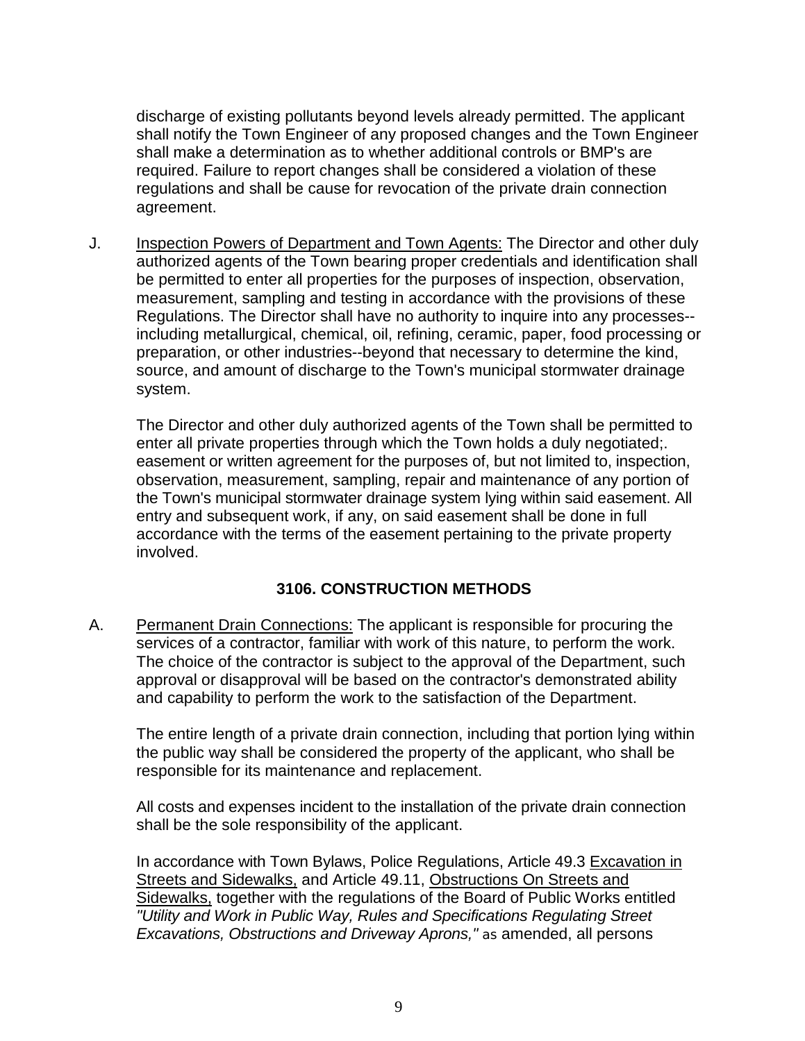discharge of existing pollutants beyond levels already permitted. The applicant shall notify the Town Engineer of any proposed changes and the Town Engineer shall make a determination as to whether additional controls or BMP's are required. Failure to report changes shall be considered a violation of these regulations and shall be cause for revocation of the private drain connection agreement.

J. Inspection Powers of Department and Town Agents: The Director and other duly authorized agents of the Town bearing proper credentials and identification shall be permitted to enter all properties for the purposes of inspection, observation, measurement, sampling and testing in accordance with the provisions of these Regulations. The Director shall have no authority to inquire into any processes--including metallurgical, chemical, oil, refining, ceramic, paper, food processing or preparation, or other industries--beyond that necessary to determine the kind, source, and amount of discharge to the Town's municipal stormwater drainage system.

The Director and other duly authorized agents of the Town shall be permitted to enter all private properties through which the Town holds a duly negotiated;. easement or written agreement for the purposes of, but not limited to, inspection, observation, measurement, sampling, repair and maintenance of any portion of the Town's municipal stormwater drainage system lying within said easement. All entry and subsequent work, if any, on said easement shall be done in full accordance with the terms of the easement pertaining to the private property involved.

## 3106. CONSTRUCTION METHODS

A. Permanent Drain Connections: The applicant is responsible for procuring the services of a contractor, familiar with work of this nature, to perform the work. The choice of the contractor is subject to the approval of the Department, such approval or disapproval will be based on the contractor's demonstrated ability and capability to perform the work to the satisfaction of the Department.

The entire length of a private drain connection, including that portion lying within the public way shall be considered the property of the applicant, who shall be responsible for its maintenance and replacement.

All costs and expenses incident to the installation of the private drain connection shall be the sole responsibility of the applicant.

In accordance with Town Bylaws, Police Regulations, Article 49.3 Excavation in Streets and Sidewalks, and Article 49.11, Obstructions On Streets and Sidewalks, together with the regulations of the Board of Public Works entitled *"Utility and Work in Public Way, Rules and Specifications Regulating Street Excavations, Obstructions and Driveway Aprons,"* as amended, all persons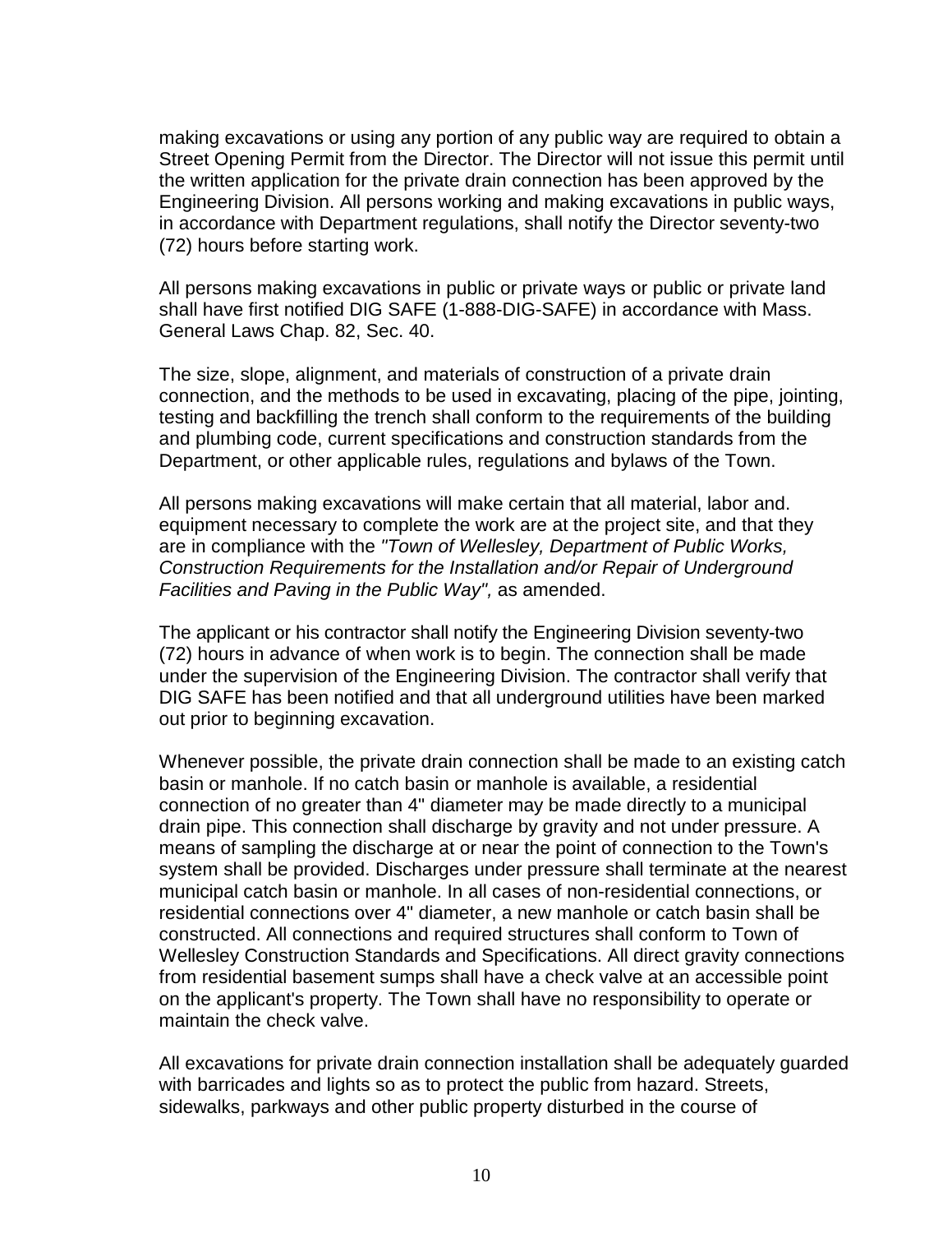making excavations or using any portion of any public way are required to obtain a Street Opening Permit from the Director. The Director will not issue this permit until the written application for the private drain connection has been approved by the Engineering Division. All persons working and making excavations in public ways, in accordance with Department regulations, shall notify the Director seventy-two (72) hours before starting work.

All persons making excavations in public or private ways or public or private land shall have first notified DIG SAFE (1-888-DIG-SAFE) in accordance with Mass. General Laws Chap. 82, Sec. 40.

The size, slope, alignment, and materials of construction of a private drain connection, and the methods to be used in excavating, placing of the pipe, jointing, testing and backfilling the trench shall conform to the requirements of the building and plumbing code, current specifications and construction standards from the Department, or other applicable rules, regulations and bylaws of the Town.

All persons making excavations will make certain that all material, labor and. equipment necessary to complete the work are at the project site, and that they are in compliance with the *"Town of Wellesley, Department of Public Works, Construction Requirements for the Installation and/or Repair of Underground Facilities and Paving in the Public Way",* as amended.

The applicant or his contractor shall notify the Engineering Division seventy-two (72) hours in advance of when work is to begin. The connection shall be made under the supervision of the Engineering Division. The contractor shall verify that DIG SAFE has been notified and that all underground utilities have been marked out prior to beginning excavation.

Whenever possible, the private drain connection shall be made to an existing catch basin or manhole. If no catch basin or manhole is available, a residential connection of no greater than 4" diameter may be made directly to a municipal drain pipe. This connection shall discharge by gravity and not under pressure. A means of sampling the discharge at or near the point of connection to the Town's system shall be provided. Discharges under pressure shall terminate at the nearest municipal catch basin or manhole. In all cases of non-residential connections, or residential connections over 4" diameter, a new manhole or catch basin shall be constructed. All connections and required structures shall conform to Town of Wellesley Construction Standards and Specifications. All direct gravity connections from residential basement sumps shall have a check valve at an accessible point on the applicant's property. The Town shall have no responsibility to operate or maintain the check valve.

All excavations for private drain connection installation shall be adequately guarded with barricades and lights so as to protect the public from hazard. Streets, sidewalks, parkways and other public property disturbed in the course of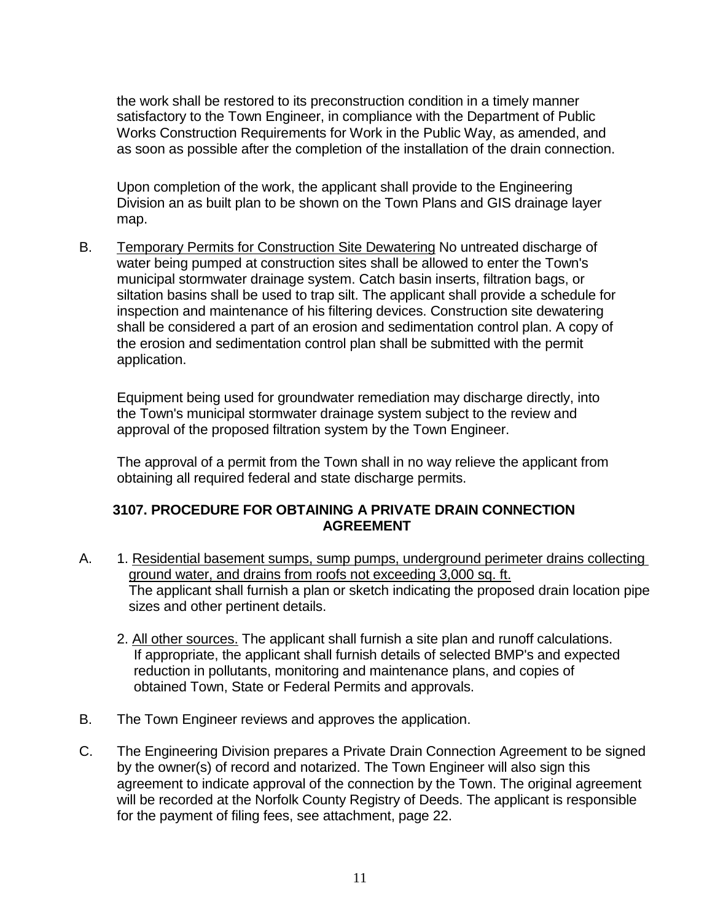the work shall be restored to its preconstruction condition in a timely manner satisfactory to the Town Engineer, in compliance with the Department of Public Works Construction Requirements for Work in the Public Way, as amended, and as soon as possible after the completion of the installation of the drain connection.

Upon completion of the work, the applicant shall provide to the Engineering Division an as built plan to be shown on the Town Plans and GIS drainage layer map.

B. <u>Temporary Permits for Construction Site Dewatering</u> No untreated discharge of water being pumped at construction sites shall be allowed to enter the Town's municipal stormwater drainage system. Catch basin inserts, filtration bags, or siltation basins shall be used to trap silt. The applicant shall provide a schedule for inspection and maintenance of his filtering devices. Construction site dewatering shall be considered a part of an erosion and sedimentation control plan. A copy of the erosion and sedimentation control plan shall be submitted with the permit application.

Equipment being used for groundwater remediation may discharge directly, into the Town's municipal stormwater drainage system subject to the review and approval of the proposed filtration system by the Town Engineer.

The approval of a permit from the Town shall in no way relieve the applicant from obtaining all required federal and state discharge permits.

### 3107. PROCEDURE FOR OBTAINING A PRIVATE DRAIN CONNECTION AGREEMENT

A. 1. <u>Residential basement sumps, sump pumps, underground perimeter drains collecting ground water, and drains from roofs not exceeding 3,000 sq. ft.</u>
The applicant shall furnish a plan or sketch indicating the proposed drain location pipe sizes and other pertinent details.

2. <u>All other sources.</u> The applicant shall furnish a site plan and runoff calculations. If appropriate, the applicant shall furnish details of selected BMP's and expected reduction in pollutants, monitoring and maintenance plans, and copies of obtained Town, State or Federal Permits and approvals.

B. The Town Engineer reviews and approves the application.

C. The Engineering Division prepares a Private Drain Connection Agreement to be signed by the owner(s) of record and notarized. The Town Engineer will also sign this agreement to indicate approval of the connection by the Town. The original agreement will be recorded at the Norfolk County Registry of Deeds. The applicant is responsible for the payment of filing fees, see attachment, page 22.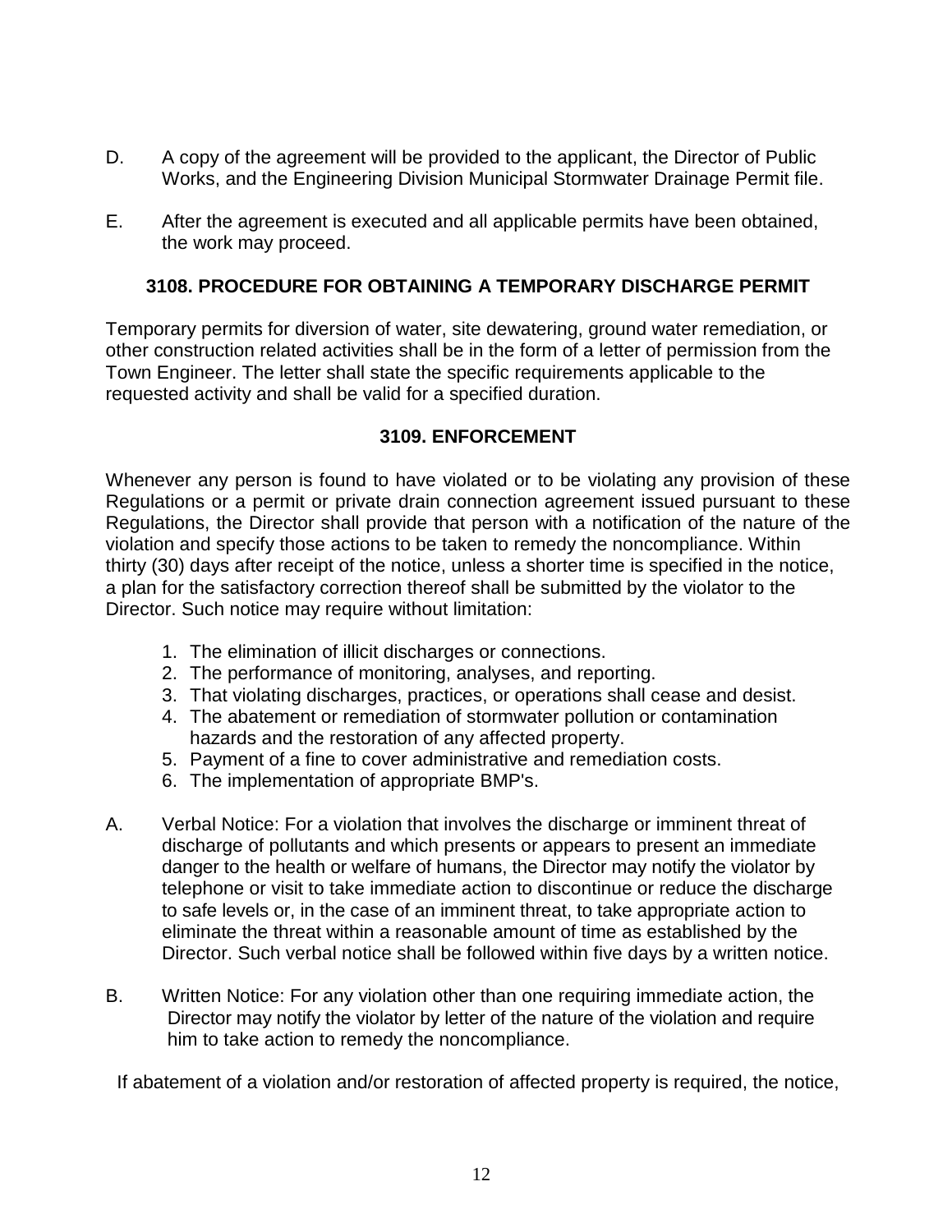D. A copy of the agreement will be provided to the applicant, the Director of Public Works, and the Engineering Division Municipal Stormwater Drainage Permit file.

E. After the agreement is executed and all applicable permits have been obtained, the work may proceed.

## 3108. PROCEDURE FOR OBTAINING A TEMPORARY DISCHARGE PERMIT

Temporary permits for diversion of water, site dewatering, ground water remediation, or other construction related activities shall be in the form of a letter of permission from the Town Engineer. The letter shall state the specific requirements applicable to the requested activity and shall be valid for a specified duration.

## 3109. ENFORCEMENT

Whenever any person is found to have violated or to be violating any provision of these Regulations or a permit or private drain connection agreement issued pursuant to these Regulations, the Director shall provide that person with a notification of the nature of the violation and specify those actions to be taken to remedy the noncompliance. Within thirty (30) days after receipt of the notice, unless a shorter time is specified in the notice, a plan for the satisfactory correction thereof shall be submitted by the violator to the Director. Such notice may require without limitation:

1. The elimination of illicit discharges or connections.
2. The performance of monitoring, analyses, and reporting.
3. That violating discharges, practices, or operations shall cease and desist.
4. The abatement or remediation of stormwater pollution or contamination hazards and the restoration of any affected property.
5. Payment of a fine to cover administrative and remediation costs.
6. The implementation of appropriate BMP's.

A. Verbal Notice: For a violation that involves the discharge or imminent threat of discharge of pollutants and which presents or appears to present an immediate danger to the health or welfare of humans, the Director may notify the violator by telephone or visit to take immediate action to discontinue or reduce the discharge to safe levels or, in the case of an imminent threat, to take appropriate action to eliminate the threat within a reasonable amount of time as established by the Director. Such verbal notice shall be followed within five days by a written notice.

B. Written Notice: For any violation other than one requiring immediate action, the Director may notify the violator by letter of the nature of the violation and require him to take action to remedy the noncompliance.

If abatement of a violation and/or restoration of affected property is required, the notice,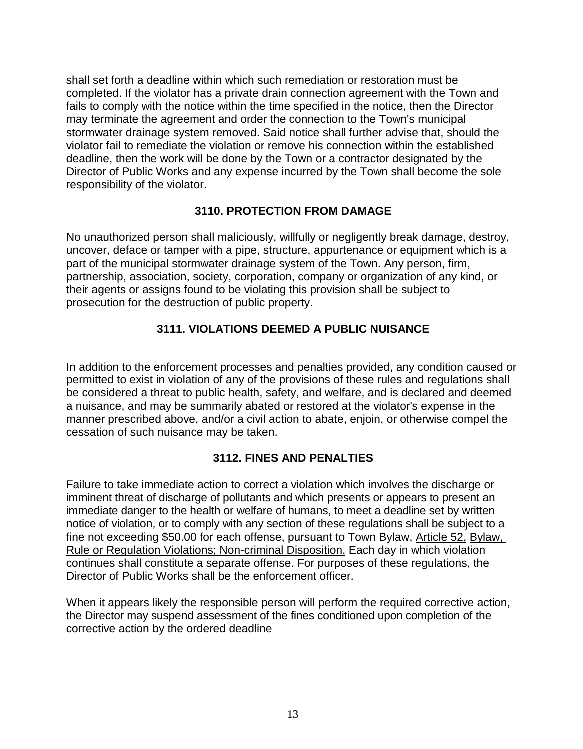shall set forth a deadline within which such remediation or restoration must be completed. If the violator has a private drain connection agreement with the Town and fails to comply with the notice within the time specified in the notice, then the Director may terminate the agreement and order the connection to the Town's municipal stormwater drainage system removed. Said notice shall further advise that, should the violator fail to remediate the violation or remove his connection within the established deadline, then the work will be done by the Town or a contractor designated by the Director of Public Works and any expense incurred by the Town shall become the sole responsibility of the violator.

## 3110. PROTECTION FROM DAMAGE

No unauthorized person shall maliciously, willfully or negligently break damage, destroy, uncover, deface or tamper with a pipe, structure, appurtenance or equipment which is a part of the municipal stormwater drainage system of the Town. Any person, firm, partnership, association, society, corporation, company or organization of any kind, or their agents or assigns found to be violating this provision shall be subject to prosecution for the destruction of public property.

## 3111. VIOLATIONS DEEMED A PUBLIC NUISANCE

In addition to the enforcement processes and penalties provided, any condition caused or permitted to exist in violation of any of the provisions of these rules and regulations shall be considered a threat to public health, safety, and welfare, and is declared and deemed a nuisance, and may be summarily abated or restored at the violator's expense in the manner prescribed above, and/or a civil action to abate, enjoin, or otherwise compel the cessation of such nuisance may be taken.

## 3112. FINES AND PENALTIES

Failure to take immediate action to correct a violation which involves the discharge or imminent threat of discharge of pollutants and which presents or appears to present an immediate danger to the health or welfare of humans, to meet a deadline set by written notice of violation, or to comply with any section of these regulations shall be subject to a fine not exceeding $50.00 for each offense, pursuant to Town Bylaw, Article 52, Bylaw, Rule or Regulation Violations; Non-criminal Disposition. Each day in which violation continues shall constitute a separate offense. For purposes of these regulations, the Director of Public Works shall be the enforcement officer.

When it appears likely the responsible person will perform the required corrective action, the Director may suspend assessment of the fines conditioned upon completion of the corrective action by the ordered deadline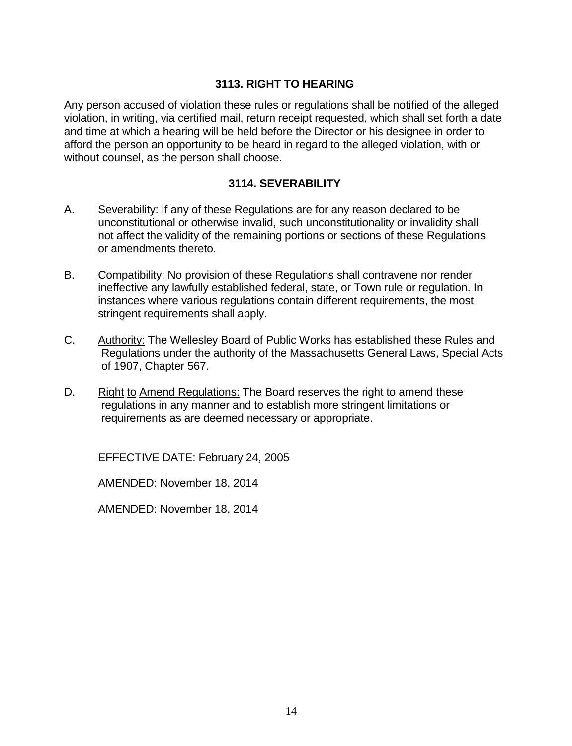### 3113. RIGHT TO HEARING

Any person accused of violation these rules or regulations shall be notified of the alleged violation, in writing, via certified mail, return receipt requested, which shall set forth a date and time at which a hearing will be held before the Director or his designee in order to afford the person an opportunity to be heard in regard to the alleged violation, with or without counsel, as the person shall choose.

### 3114. SEVERABILITY

A. Severability: If any of these Regulations are for any reason declared to be unconstitutional or otherwise invalid, such unconstitutionality or invalidity shall not affect the validity of the remaining portions or sections of these Regulations or amendments thereto.

B. Compatibility: No provision of these Regulations shall contravene nor render ineffective any lawfully established federal, state, or Town rule or regulation. In instances where various regulations contain different requirements, the most stringent requirements shall apply.

C. Authority: The Wellesley Board of Public Works has established these Rules and Regulations under the authority of the Massachusetts General Laws, Special Acts of 1907, Chapter 567.

D. Right to Amend Regulations: The Board reserves the right to amend these regulations in any manner and to establish more stringent limitations or requirements as are deemed necessary or appropriate.

EFFECTIVE DATE: February 24, 2005

AMENDED: November 18, 2014

AMENDED: November 18, 2014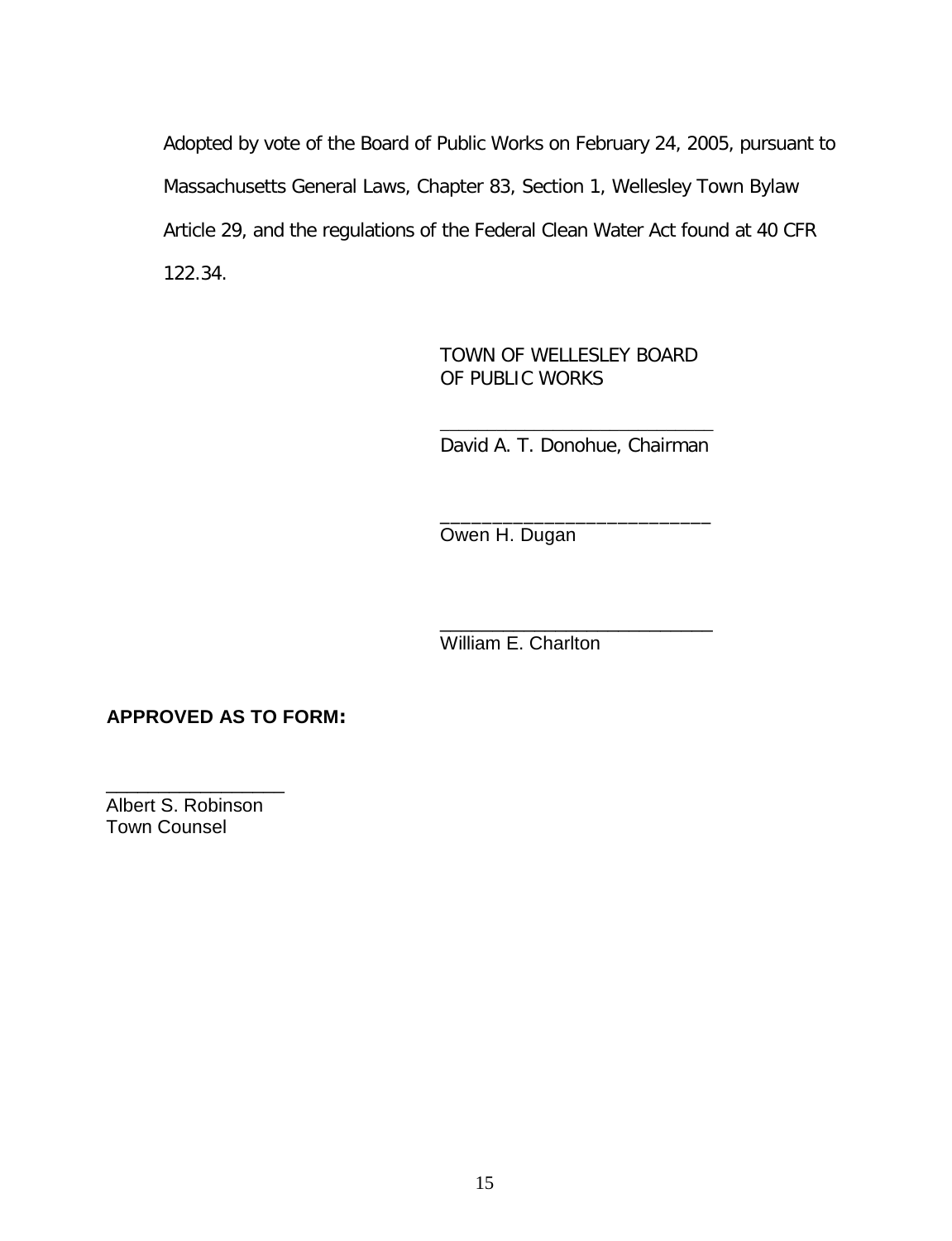Adopted by vote of the Board of Public Works on February 24, 2005, pursuant to Massachusetts General Laws, Chapter 83, Section 1, Wellesley Town Bylaw Article 29, and the regulations of the Federal Clean Water Act found at 40 CFR 122.34.

TOWN OF WELLESLEY BOARD
OF PUBLIC WORKS

___________________________
David A. T. Donohue, Chairman

___________________________
Owen H. Dugan

___________________________
William E. Charlton

**APPROVED AS TO FORM:**

_________________
Albert S. Robinson
Town Counsel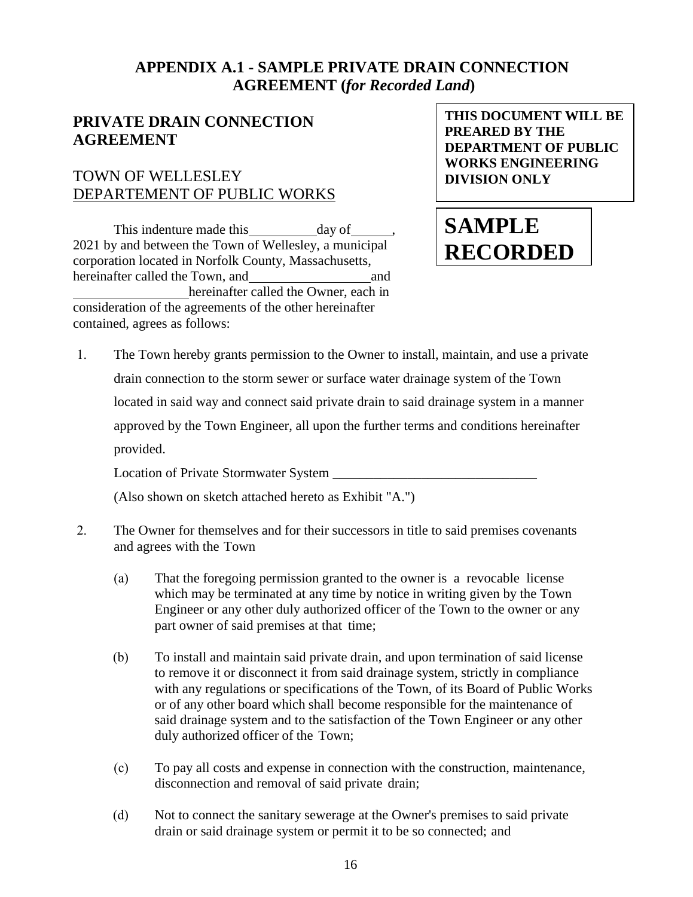## APPENDIX A.1 - SAMPLE PRIVATE DRAIN CONNECTION AGREEMENT (*for Recorded Land*)

**THIS DOCUMENT WILL BE PREARED BY THE DEPARTMENT OF PUBLIC WORKS ENGINEERING DIVISION ONLY**

# SAMPLE RECORDED

### PRIVATE DRAIN CONNECTION AGREEMENT

TOWN OF WELLESLEY
DEPARTEMENT OF PUBLIC WORKS

This indenture made this__________day of______, 2021 by and between the Town of Wellesley, a municipal corporation located in Norfolk County, Massachusetts, hereinafter called the Town, and__________________and _________________hereinafter called the Owner, each in consideration of the agreements of the other hereinafter contained, agrees as follows:

1. The Town hereby grants permission to the Owner to install, maintain, and use a private drain connection to the storm sewer or surface water drainage system of the Town located in said way and connect said private drain to said drainage system in a manner approved by the Town Engineer, all upon the further terms and conditions hereinafter provided.

   Location of Private Stormwater System ______________________________

   (Also shown on sketch attached hereto as Exhibit "A.")

2. The Owner for themselves and for their successors in title to said premises covenants and agrees with the Town

   (a) That the foregoing permission granted to the owner is a revocable license which may be terminated at any time by notice in writing given by the Town Engineer or any other duly authorized officer of the Town to the owner or any part owner of said premises at that time;

   (b) To install and maintain said private drain, and upon termination of said license to remove it or disconnect it from said drainage system, strictly in compliance with any regulations or specifications of the Town, of its Board of Public Works or of any other board which shall become responsible for the maintenance of said drainage system and to the satisfaction of the Town Engineer or any other duly authorized officer of the Town;

   (c) To pay all costs and expense in connection with the construction, maintenance, disconnection and removal of said private drain;

   (d) Not to connect the sanitary sewerage at the Owner's premises to said private drain or said drainage system or permit it to be so connected; and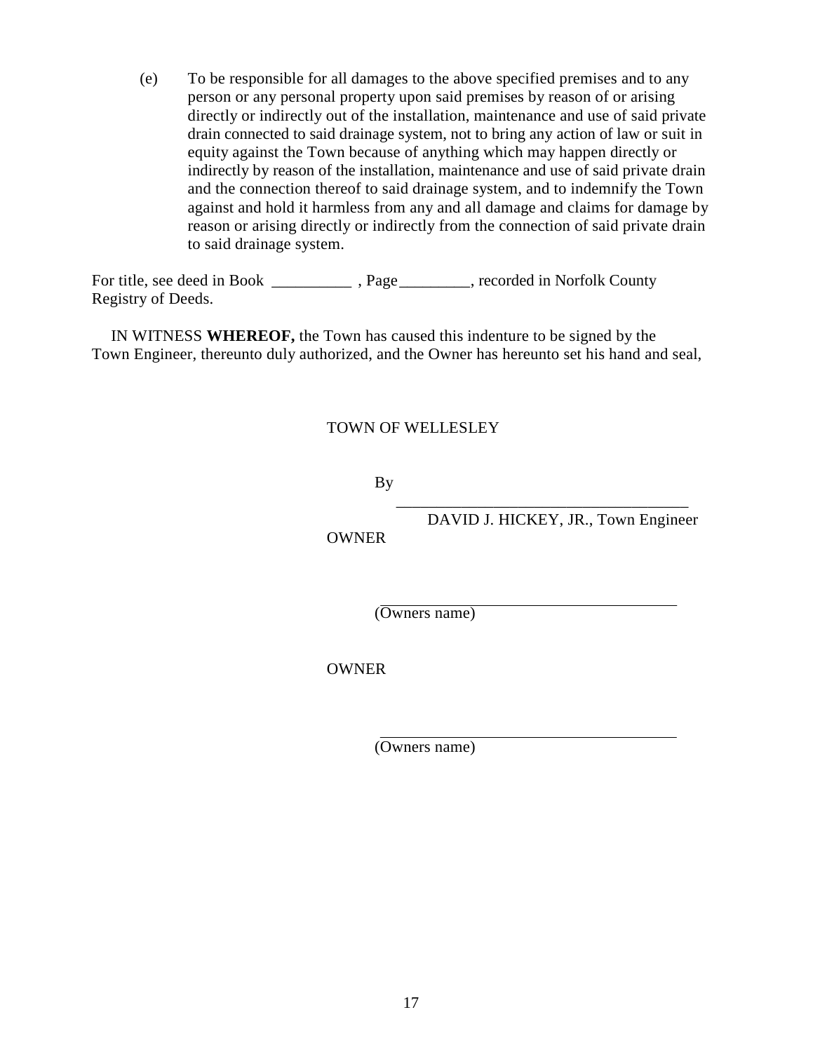(e) To be responsible for all damages to the above specified premises and to any person or any personal property upon said premises by reason of or arising directly or indirectly out of the installation, maintenance and use of said private drain connected to said drainage system, not to bring any action of law or suit in equity against the Town because of anything which may happen directly or indirectly by reason of the installation, maintenance and use of said private drain and the connection thereof to said drainage system, and to indemnify the Town against and hold it harmless from any and all damage and claims for damage by reason or arising directly or indirectly from the connection of said private drain to said drainage system.

For title, see deed in Book __________ , Page_________, recorded in Norfolk County Registry of Deeds.

IN WITNESS **WHEREOF,** the Town has caused this indenture to be signed by the Town Engineer, thereunto duly authorized, and the Owner has hereunto set his hand and seal,

TOWN OF WELLESLEY

By

_____________________________________

DAVID J. HICKEY, JR., Town Engineer

OWNER

_____________________________________

(Owners name)

OWNER

_____________________________________

(Owners name)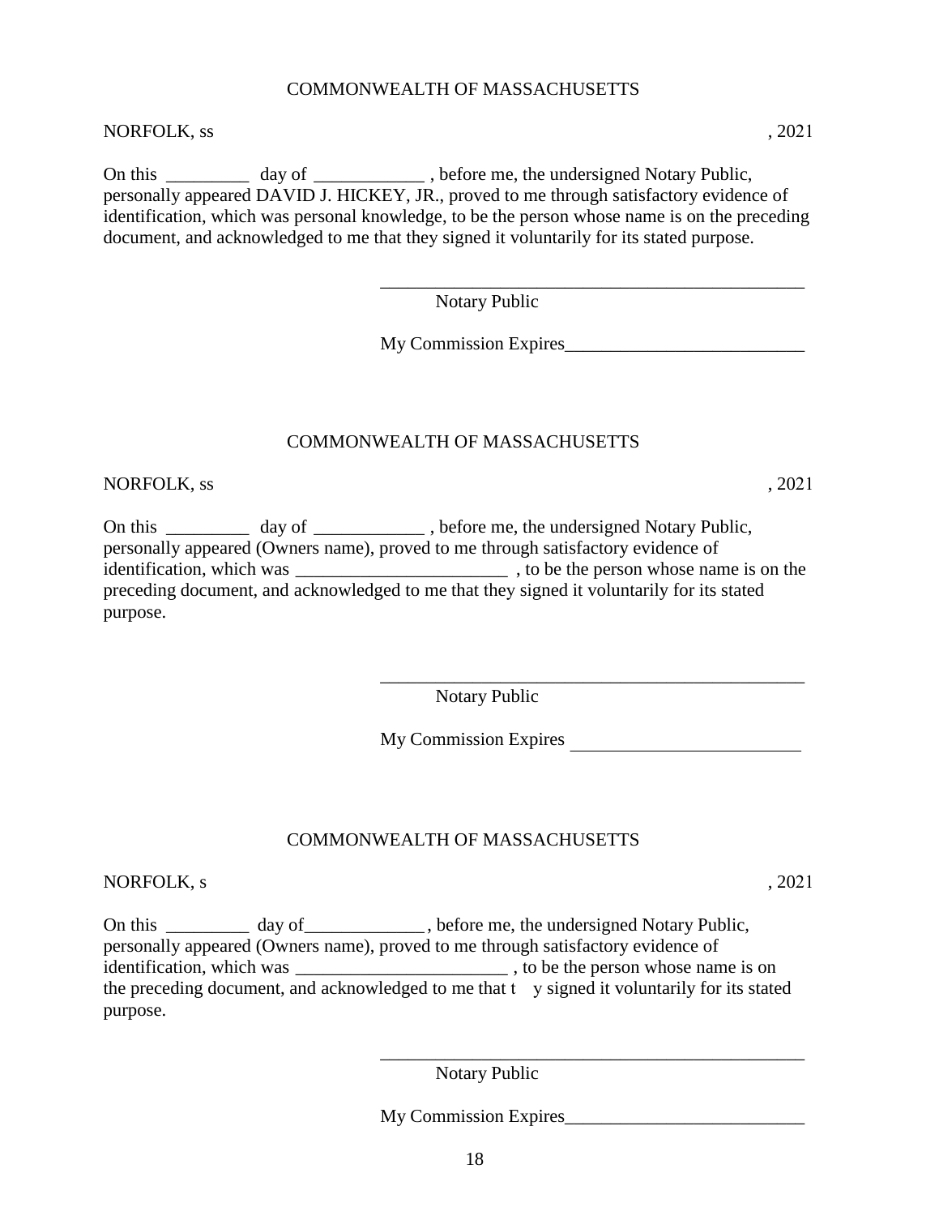COMMONWEALTH OF MASSACHUSETTS

NORFOLK, ss , 2021

On this _________ day of ____________ , before me, the undersigned Notary Public, personally appeared DAVID J. HICKEY, JR., proved to me through satisfactory evidence of identification, which was personal knowledge, to be the person whose name is on the preceding document, and acknowledged to me that they signed it voluntarily for its stated purpose.

_______________________________________________
Notary Public

My Commission Expires__________________________

COMMONWEALTH OF MASSACHUSETTS

NORFOLK, ss , 2021

On this _________ day of ____________ , before me, the undersigned Notary Public, personally appeared (Owners name), proved to me through satisfactory evidence of identification, which was _______________________ , to be the person whose name is on the preceding document, and acknowledged to me that they signed it voluntarily for its stated purpose.

_______________________________________________
Notary Public

My Commission Expires __________________________

COMMONWEALTH OF MASSACHUSETTS

NORFOLK, s , 2021

On this _________ day of_____________, before me, the undersigned Notary Public, personally appeared (Owners name), proved to me through satisfactory evidence of identification, which was _______________________ , to be the person whose name is on the preceding document, and acknowledged to me that t y signed it voluntarily for its stated purpose.

_______________________________________________
Notary Public

My Commission Expires__________________________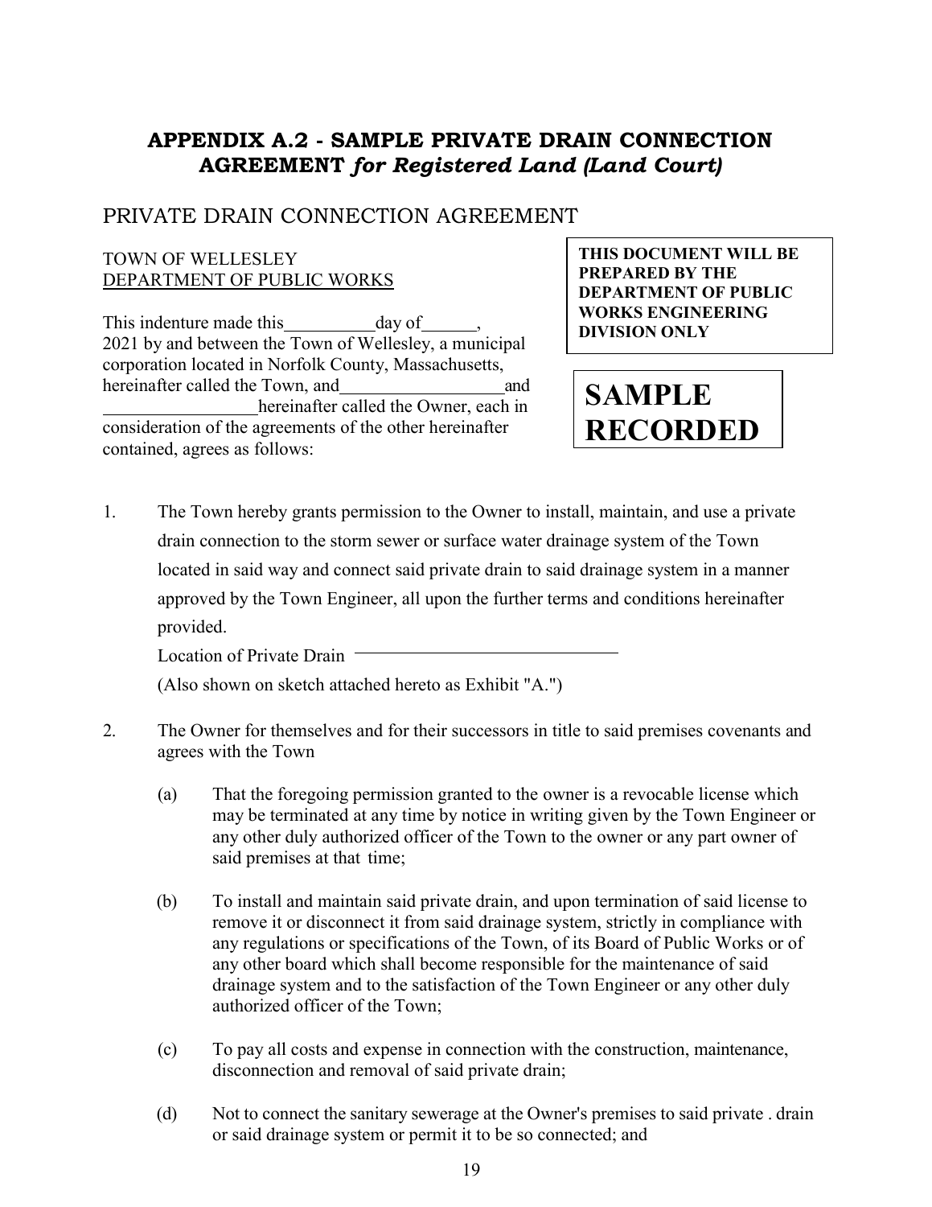## APPENDIX A.2 - SAMPLE PRIVATE DRAIN CONNECTION AGREEMENT *for Registered Land (Land Court)*

PRIVATE DRAIN CONNECTION AGREEMENT

TOWN OF WELLESLEY
DEPARTMENT OF PUBLIC WORKS

**THIS DOCUMENT WILL BE PREPARED BY THE DEPARTMENT OF PUBLIC WORKS ENGINEERING DIVISION ONLY**

**SAMPLE RECORDED**

This indenture made this__________day of______, 2021 by and between the Town of Wellesley, a municipal corporation located in Norfolk County, Massachusetts, hereinafter called the Town, and__________________and _________________hereinafter called the Owner, each in consideration of the agreements of the other hereinafter contained, agrees as follows:

1. The Town hereby grants permission to the Owner to install, maintain, and use a private drain connection to the storm sewer or surface water drainage system of the Town located in said way and connect said private drain to said drainage system in a manner approved by the Town Engineer, all upon the further terms and conditions hereinafter provided.

   Location of Private Drain ______________________________

   (Also shown on sketch attached hereto as Exhibit "A.")

2. The Owner for themselves and for their successors in title to said premises covenants and agrees with the Town

   (a) That the foregoing permission granted to the owner is a revocable license which may be terminated at any time by notice in writing given by the Town Engineer or any other duly authorized officer of the Town to the owner or any part owner of said premises at that time;

   (b) To install and maintain said private drain, and upon termination of said license to remove it or disconnect it from said drainage system, strictly in compliance with any regulations or specifications of the Town, of its Board of Public Works or of any other board which shall become responsible for the maintenance of said drainage system and to the satisfaction of the Town Engineer or any other duly authorized officer of the Town;

   (c) To pay all costs and expense in connection with the construction, maintenance, disconnection and removal of said private drain;

   (d) Not to connect the sanitary sewerage at the Owner's premises to said private . drain or said drainage system or permit it to be so connected; and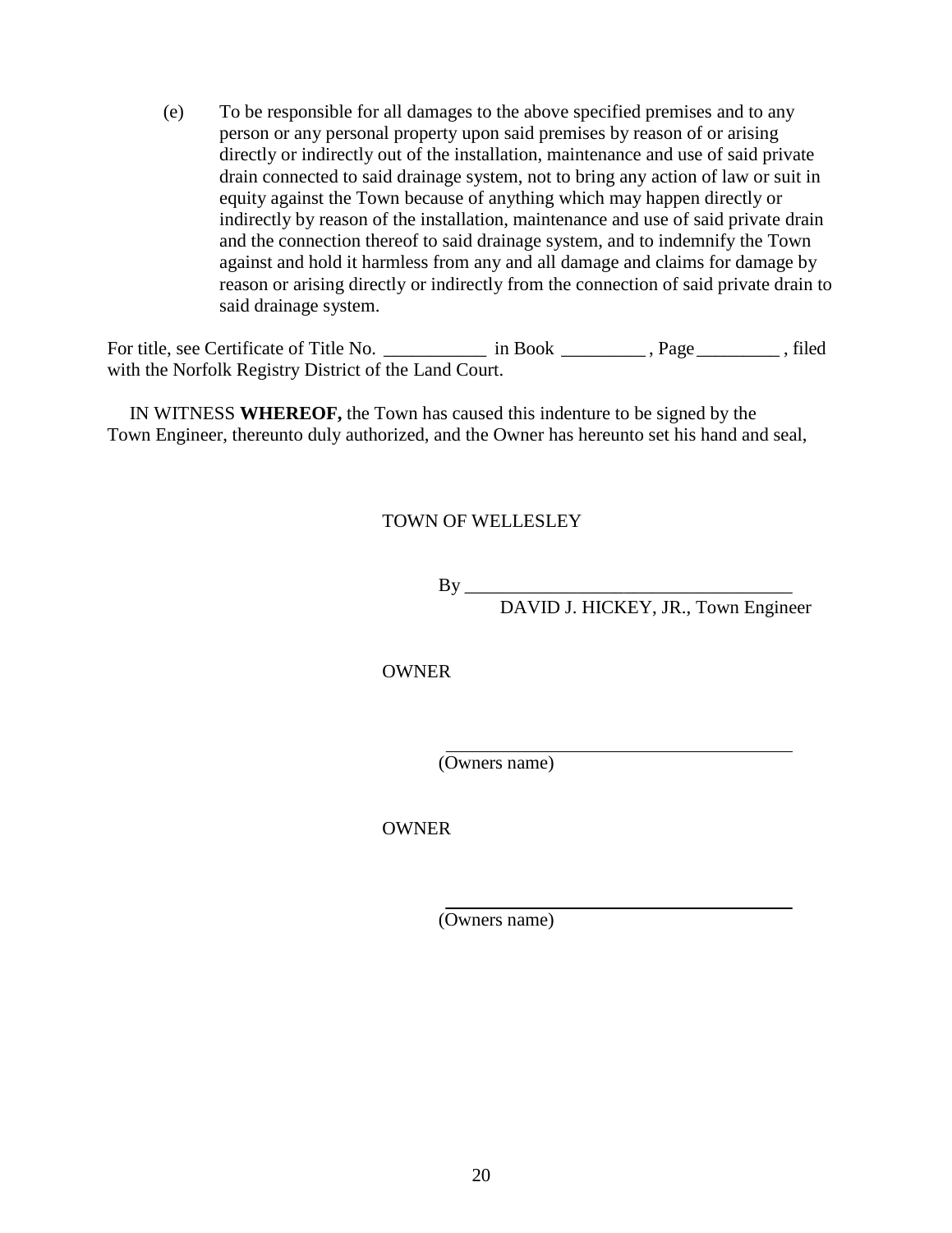(e) To be responsible for all damages to the above specified premises and to any person or any personal property upon said premises by reason of or arising directly or indirectly out of the installation, maintenance and use of said private drain connected to said drainage system, not to bring any action of law or suit in equity against the Town because of anything which may happen directly or indirectly by reason of the installation, maintenance and use of said private drain and the connection thereof to said drainage system, and to indemnify the Town against and hold it harmless from any and all damage and claims for damage by reason or arising directly or indirectly from the connection of said private drain to said drainage system.

For title, see Certificate of Title No. ___________ in Book _________ , Page _________ , filed with the Norfolk Registry District of the Land Court.

IN WITNESS **WHEREOF,** the Town has caused this indenture to be signed by the Town Engineer, thereunto duly authorized, and the Owner has hereunto set his hand and seal,

TOWN OF WELLESLEY

By ___________________________________
DAVID J. HICKEY, JR., Town Engineer

OWNER

_____________________________________
(Owners name)

OWNER

_____________________________________
(Owners name)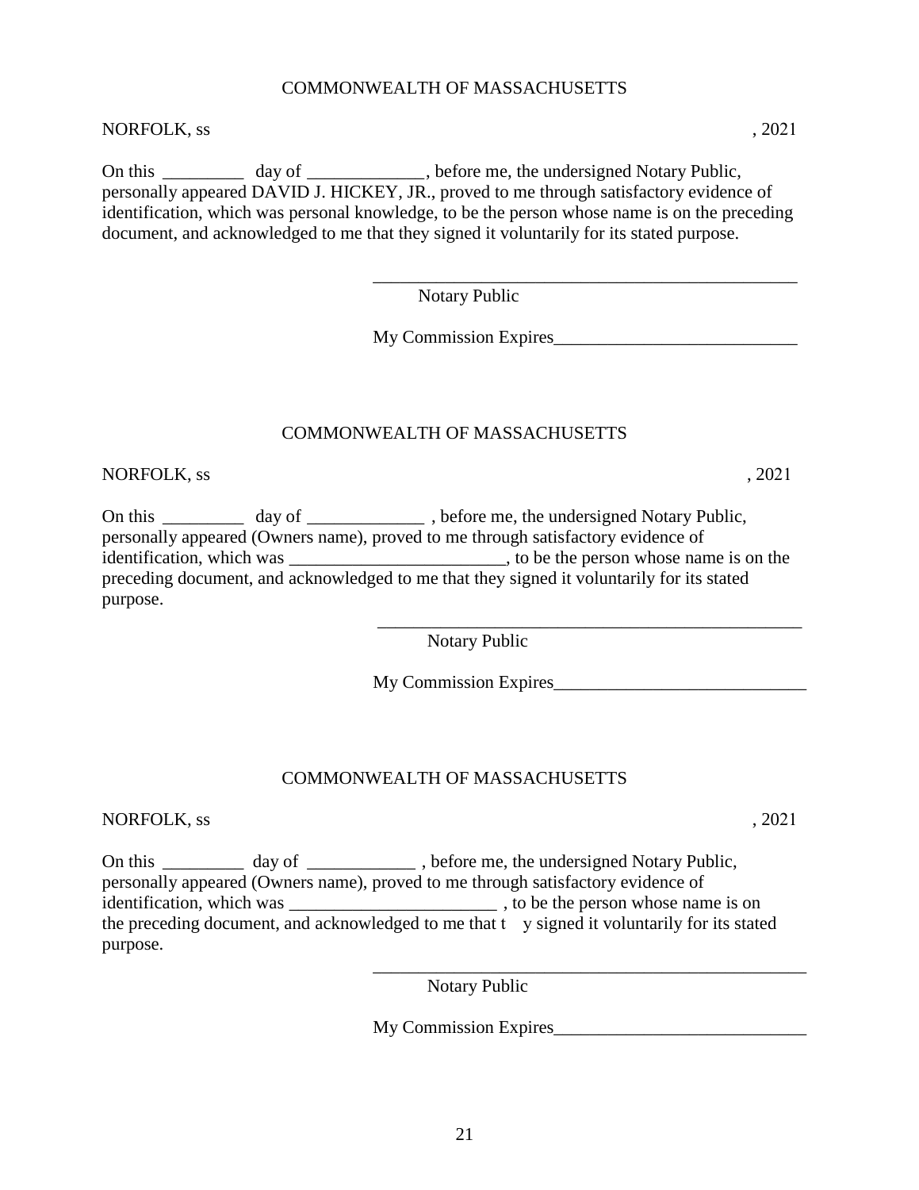COMMONWEALTH OF MASSACHUSETTS

NORFOLK, ss , 2021

On this _________ day of _____________, before me, the undersigned Notary Public, personally appeared DAVID J. HICKEY, JR., proved to me through satisfactory evidence of identification, which was personal knowledge, to be the person whose name is on the preceding document, and acknowledged to me that they signed it voluntarily for its stated purpose.

_________________________________________________
Notary Public

My Commission Expires___________________________

COMMONWEALTH OF MASSACHUSETTS

NORFOLK, ss , 2021

On this _________ day of _____________ , before me, the undersigned Notary Public, personally appeared (Owners name), proved to me through satisfactory evidence of identification, which was ________________________, to be the person whose name is on the preceding document, and acknowledged to me that they signed it voluntarily for its stated purpose.

_________________________________________________
Notary Public

My Commission Expires____________________________

COMMONWEALTH OF MASSACHUSETTS

NORFOLK, ss , 2021

On this _________ day of ____________ , before me, the undersigned Notary Public, personally appeared (Owners name), proved to me through satisfactory evidence of identification, which was _______________________ , to be the person whose name is on the preceding document, and acknowledged to me that t y signed it voluntarily for its stated purpose.

__________________________________________________
Notary Public

My Commission Expires____________________________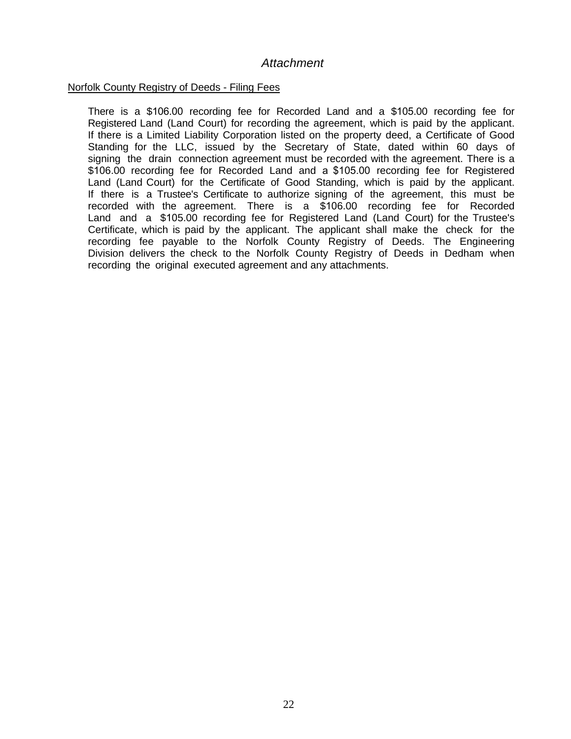# *Attachment*

Norfolk County Registry of Deeds - Filing Fees

There is a $106.00 recording fee for Recorded Land and a $105.00 recording fee for Registered Land (Land Court) for recording the agreement, which is paid by the applicant. If there is a Limited Liability Corporation listed on the property deed, a Certificate of Good Standing for the LLC, issued by the Secretary of State, dated within 60 days of signing the drain connection agreement must be recorded with the agreement. There is a $106.00 recording fee for Recorded Land and a $105.00 recording fee for Registered Land (Land Court) for the Certificate of Good Standing, which is paid by the applicant. If there is a Trustee's Certificate to authorize signing of the agreement, this must be recorded with the agreement. There is a $106.00 recording fee for Recorded Land and a $105.00 recording fee for Registered Land (Land Court) for the Trustee's Certificate, which is paid by the applicant. The applicant shall make the check for the recording fee payable to the Norfolk County Registry of Deeds. The Engineering Division delivers the check to the Norfolk County Registry of Deeds in Dedham when recording the original executed agreement and any attachments.